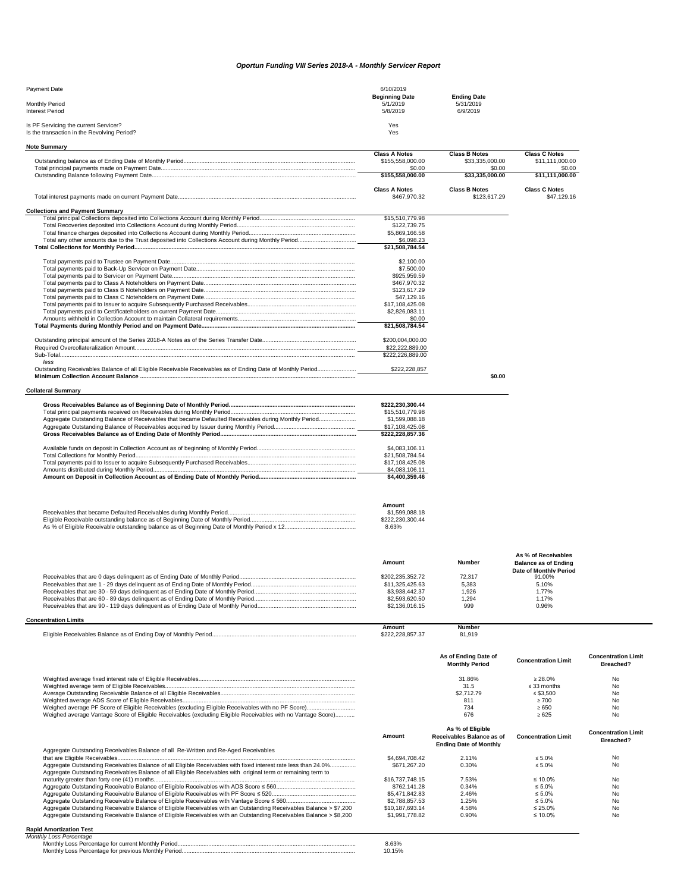# *Oportun Funding VIII Series 2018-A - Monthly Servicer Report*

| | | | |
|---|---|---|---|
| Payment Date | 6/10/2019 | | |
| | **Beginning Date** | **Ending Date** | |
| Monthly Period | 5/1/2019 | 5/31/2019 | |
| Interest Period | 5/8/2019 | 6/9/2019 | |
| Is PF Servicing the current Servicer? | Yes | | |
| Is the transaction in the Revolving Period? | Yes | | |

## Note Summary

| | Class A Notes | Class B Notes | Class C Notes |
|---|---|---|---|
| Outstanding balance as of Ending Date of Monthly Period | $155,558,000.00 | $33,335,000.00 | $11,111,000.00 |
| Total principal payments made on Payment Date | $0.00 | $0.00 | $0.00 |
| Outstanding Balance following Payment Date | **$155,558,000.00** | **$33,335,000.00** | **$11,111,000.00** |

| | Class A Notes | Class B Notes | Class C Notes |
|---|---|---|---|
| Total interest payments made on current Payment Date | $467,970.32 | $123,617.29 | $47,129.16 |

## Collections and Payment Summary

| | | |
|---|---|---|
| Total principal Collections deposited into Collections Account during Monthly Period | $15,510,779.98 | |
| Total Recoveries deposited into Collections Account during Monthly Period | $122,739.75 | |
| Total finance charges deposited into Collections Account during Monthly Period | $5,869,166.58 | |
| Total any other amounts due to the Trust deposited into Collections Account during Monthly Period | $6,098.23 | |
| **Total Collections for Monthly Period** | **$21,508,784.54** | |
| Total payments paid to Trustee on Payment Date | $2,100.00 | |
| Total payments paid to Back-Up Servicer on Payment Date | $7,500.00 | |
| Total payments paid to Servicer on Payment Date | $925,959.59 | |
| Total payments paid to Class A Noteholders on Payment Date | $467,970.32 | |
| Total payments paid to Class B Noteholders on Payment Date | $123,617.29 | |
| Total payments paid to Class C Noteholders on Payment Date | $47,129.16 | |
| Total payments paid to Issuer to acquire Subsequently Purchased Receivables | $17,108,425.08 | |
| Total payments paid to Certificateholders on current Payment Date | $2,826,083.11 | |
| Amounts withheld in Collection Account to maintain Collateral requirements | $0.00 | |
| **Total Payments during Monthly Period and on Payment Date** | **$21,508,784.54** | |
| Outstanding principal amount of the Series 2018-A Notes as of the Series Transfer Date | $200,004,000.00 | |
| Required Overcollateralization Amount | $22,222,889.00 | |
| Sub-Total | $222,226,889.00 | |
| *less* | | |
| Outstanding Receivables Balance of all Eligible Receivable Receivables as of Ending Date of Monthly Period | $222,228,857 | |
| **Minimum Collection Account Balance** | | **$0.00** |

## Collateral Summary

| | |
|---|---|
| **Gross Receivables Balance as of Beginning Date of Monthly Period** | **$222,230,300.44** |
| Total principal payments received on Receivables during Monthly Period | $15,510,779.98 |
| Aggregate Outstanding Balance of Receivables that became Defaulted Receivables during Monthly Period | $1,599,088.18 |
| Aggregate Outstanding Balance of Receivables acquired by Issuer during Monthly Period | $17,108,425.08 |
| **Gross Receivables Balance as of Ending Date of Monthly Period** | **$222,228,857.36** |
| Available funds on deposit in Collection Account as of beginning of Monthly Period | $4,083,106.11 |
| Total Collections for Monthly Period | $21,508,784.54 |
| Total payments paid to Issuer to acquire Subsequently Purchased Receivables | $17,108,425.08 |
| Amounts distributed during Monthly Period | $4,083,106.11 |
| **Amount on Deposit in Collection Account as of Ending Date of Monthly Period** | **$4,400,359.46** |

| | Amount |
|---|---|
| Receivables that became Defaulted Receivables during Monthly Period | $1,599,088.18 |
| Eligible Receivable outstanding balance as of Beginning Date of Monthly Period | $222,230,300.44 |
| As % of Eligible Receivable outstanding balance as of Beginning Date of Monthly Period x 12 | 8.63% |

| | Amount | Number | As % of Receivables Balance as of Ending Date of Monthly Period |
|---|---|---|---|
| Receivables that are 0 days delinquent as of Ending Date of Monthly Period | $202,235,352.72 | 72,317 | 91.00% |
| Receivables that are 1 - 29 days delinquent as of Ending Date of Monthly Period | $11,325,425.63 | 5,383 | 5.10% |
| Receivables that are 30 - 59 days delinquent as of Ending Date of Monthly Period | $3,938,442.37 | 1,926 | 1.77% |
| Receivables that are 60 - 89 days delinquent as of Ending Date of Monthly Period | $2,593,620.50 | 1,294 | 1.17% |
| Receivables that are 90 - 119 days delinquent as of Ending Date of Monthly Period | $2,136,016.15 | 999 | 0.96% |

## Concentration Limits

| | Amount | Number |
|---|---|---|
| Eligible Receivables Balance as of Ending Day of Monthly Period | $222,228,857.37 | 81,919 |

| | As of Ending Date of Monthly Period | Concentration Limit | Concentration Limit Breached? |
|---|---|---|---|
| Weighted average fixed interest rate of Eligible Receivables | 31.86% | ≥ 28.0% | No |
| Weighted average term of Eligible Receivables | 31.5 | ≤ 33 months | No |
| Average Outstanding Receivable Balance of all Eligible Receivables | $2,712.79 | ≤ $3,500 | No |
| Weighted average ADS Score of Eligible Receivables | 811 | ≥ 700 | No |
| Weighed average PF Score of Eligible Receivables (excluding Eligible Receivables with no PF Score) | 734 | ≥ 650 | No |
| Weighed average Vantage Score of Eligible Receivables (excluding Eligible Receivables with no Vantage Score) | 676 | ≥ 625 | No |

| | Amount | As % of Eligible Receivables Balance as of Ending Date of Monthly | Concentration Limit | Concentration Limit Breached? |
|---|---|---|---|---|
| Aggregate Outstanding Receivables Balance of all Re-Written and Re-Aged Receivables that are Eligible Receivables | $4,694,708.42 | 2.11% | ≤ 5.0% | No |
| Aggregate Outstanding Receivables Balance of all Eligible Receivables with fixed interest rate less than 24.0% | $671,267.20 | 0.30% | ≤ 5.0% | No |
| Aggregate Outstanding Receivables Balance of all Eligible Receivables with original term or remaining term to maturity greater than forty one (41) months | $16,737,748.15 | 7.53% | ≤ 10.0% | No |
| Aggregate Outstanding Receivable Balance of Eligible Receivables with ADS Score ≤ 560 | $762,141.28 | 0.34% | ≤ 5.0% | No |
| Aggregate Outstanding Receivable Balance of Eligible Receivables with PF Score ≤ 520 | $5,471,842.83 | 2.46% | ≤ 5.0% | No |
| Aggregate Outstanding Receivable Balance of Eligible Receivables with Vantage Score ≤ 560 | $2,788,857.53 | 1.25% | ≤ 5.0% | No |
| Aggregate Outstanding Receivable Balance of Eligible Receivables with an Outstanding Receivables Balance > $7,200 | $10,187,693.14 | 4.58% | ≤ 25.0% | No |
| Aggregate Outstanding Receivable Balance of Eligible Receivables with an Outstanding Receivables Balance > $8,200 | $1,991,778.82 | 0.90% | ≤ 10.0% | No |

## Rapid Amortization Test

*Monthly Loss Percentage*

| | |
|---|---|
| Monthly Loss Percentage for current Monthly Period | 8.63% |
| Monthly Loss Percentage for previous Monthly Period | 10.15% |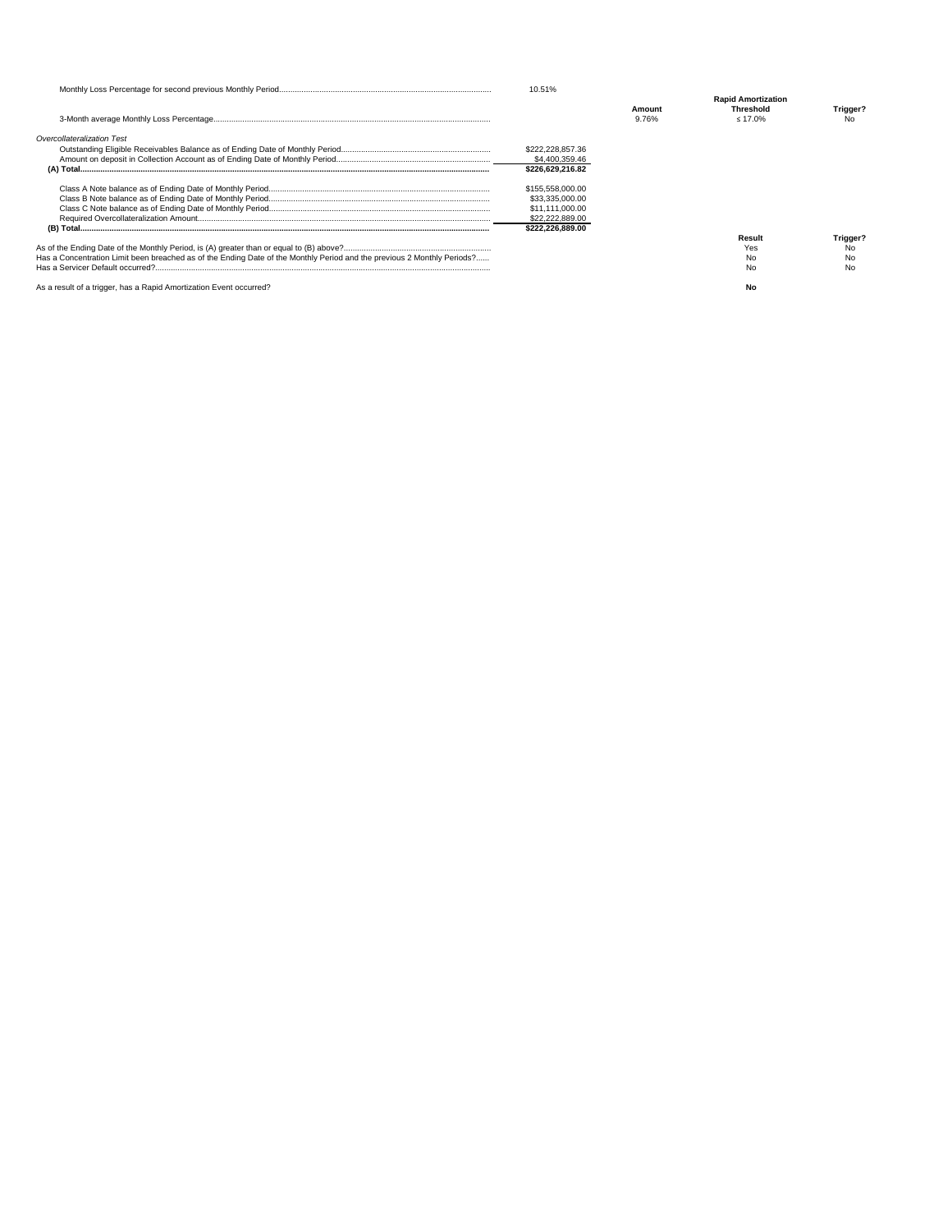| | | | | |
|---|---|---|---|---|
| Monthly Loss Percentage for second previous Monthly Period | 10.51% | | | |
| | | Amount | Rapid Amortization Threshold | Trigger? |
| 3-Month average Monthly Loss Percentage | | 9.76% | ≤ 17.0% | No |

*Overcollateralization Test*

| | |
|---|---|
| Outstanding Eligible Receivables Balance as of Ending Date of Monthly Period | $222,228,857.36 |
| Amount on deposit in Collection Account as of Ending Date of Monthly Period | $4,400,359.46 |
| **(A) Total** | **$226,629,216.82** |
| Class A Note balance as of Ending Date of Monthly Period | $155,558,000.00 |
| Class B Note balance as of Ending Date of Monthly Period | $33,335,000.00 |
| Class C Note balance as of Ending Date of Monthly Period | $11,111,000.00 |
| Required Overcollateralization Amount | $22,222,889.00 |
| **(B) Total** | **$222,226,889.00** |

| | Result | Trigger? |
|---|---|---|
| As of the Ending Date of the Monthly Period, is (A) greater than or equal to (B) above? | Yes | No |
| Has a Concentration Limit been breached as of the Ending Date of the Monthly Period and the previous 2 Monthly Periods? | No | No |
| Has a Servicer Default occurred? | No | No |

As a result of a trigger, has a Rapid Amortization Event occurred? **No**